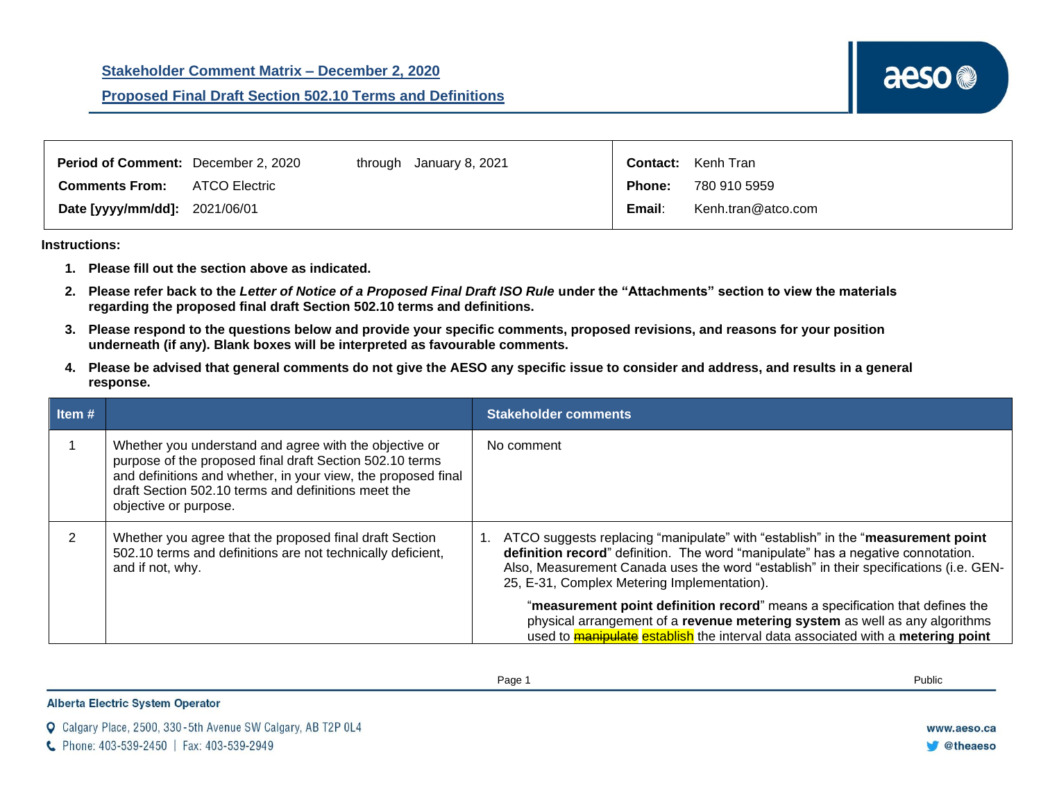## Stakeholder Comment Matrix – December 2, 2020

## Proposed Final Draft Section 502.10 Terms and Definitions

| | | | | | |
|---|---|---|---|---|---|
| **Period of Comment:** | December 2, 2020 | through | January 8, 2021 | **Contact:** | Kenh Tran |
| **Comments From:** | ATCO Electric | | | **Phone:** | 780 910 5959 |
| **Date [yyyy/mm/dd]:** | 2021/06/01 | | | **Email:** | Kenh.tran@atco.com |

**Instructions:**

1. **Please fill out the section above as indicated.**
2. **Please refer back to the *Letter of Notice of a Proposed Final Draft ISO Rule* under the "Attachments" section to view the materials regarding the proposed final draft Section 502.10 terms and definitions.**
3. **Please respond to the questions below and provide your specific comments, proposed revisions, and reasons for your position underneath (if any). Blank boxes will be interpreted as favourable comments.**
4. **Please be advised that general comments do not give the AESO any specific issue to consider and address, and results in a general response.**

| Item # | | Stakeholder comments |
|---|---|---|
| 1 | Whether you understand and agree with the objective or purpose of the proposed final draft Section 502.10 terms and definitions and whether, in your view, the proposed final draft Section 502.10 terms and definitions meet the objective or purpose. | No comment |
| 2 | Whether you agree that the proposed final draft Section 502.10 terms and definitions are not technically deficient, and if not, why. | 1. ATCO suggests replacing "manipulate" with "establish" in the "**measurement point definition record**" definition. The word "manipulate" has a negative connotation. Also, Measurement Canada uses the word "establish" in their specifications (i.e. GEN-25, E-31, Complex Metering Implementation).<br><br>"**measurement point definition record**" means a specification that defines the physical arrangement of a **revenue metering system** as well as any algorithms used to ~~manipulate~~ establish the interval data associated with a **metering point** |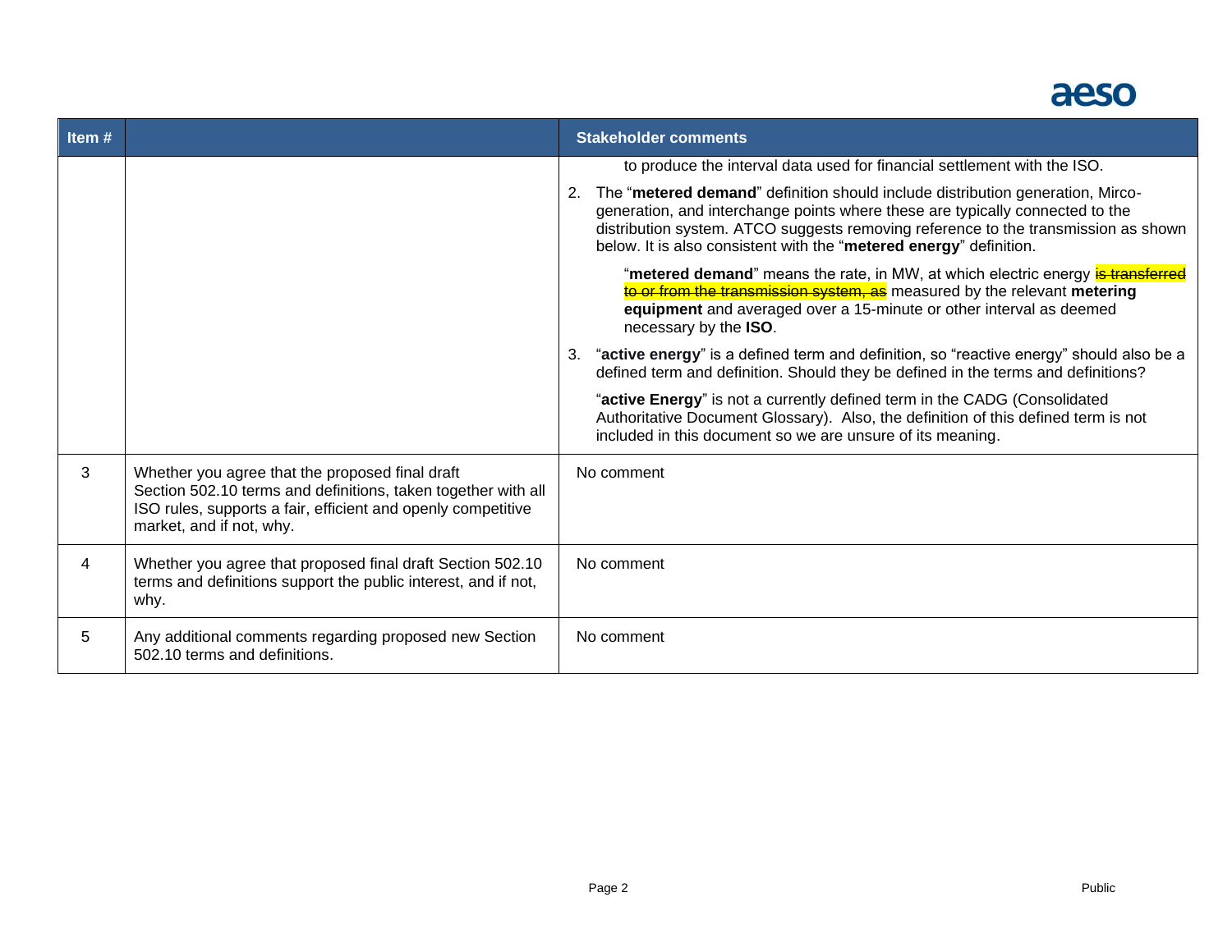| Item # | | Stakeholder comments |
|---|---|---|
| | | to produce the interval data used for financial settlement with the ISO.<br><br>2. The "**metered demand**" definition should include distribution generation, Mirco-generation, and interchange points where these are typically connected to the distribution system. ATCO suggests removing reference to the transmission as shown below. It is also consistent with the "**metered energy**" definition.<br><br>"**metered demand**" means the rate, in MW, at which electric energy ~~is transferred to or from the transmission system, as~~ measured by the relevant **metering equipment** and averaged over a 15-minute or other interval as deemed necessary by the **ISO**.<br><br>3. "**active energy**" is a defined term and definition, so "reactive energy" should also be a defined term and definition. Should they be defined in the terms and definitions?<br><br>"**active Energy**" is not a currently defined term in the CADG (Consolidated Authoritative Document Glossary). Also, the definition of this defined term is not included in this document so we are unsure of its meaning. |
| 3 | Whether you agree that the proposed final draft Section 502.10 terms and definitions, taken together with all ISO rules, supports a fair, efficient and openly competitive market, and if not, why. | No comment |
| 4 | Whether you agree that proposed final draft Section 502.10 terms and definitions support the public interest, and if not, why. | No comment |
| 5 | Any additional comments regarding proposed new Section 502.10 terms and definitions. | No comment |